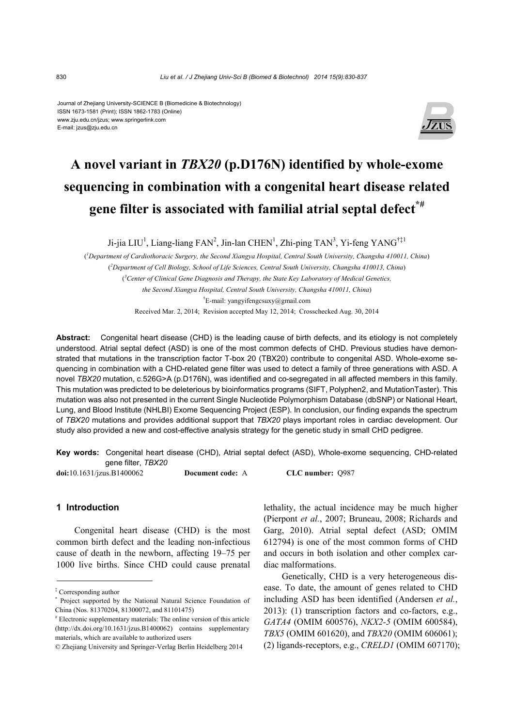Journal of Zhejiang University-SCIENCE B (Biomedicine & Biotechnology)
ISSN 1673-1581 (Print); ISSN 1862-1783 (Online)
www.zju.edu.cn/jzus; www.springerlink.com
E-mail: jzus@zju.edu.cn

# A novel variant in *TBX20* (p.D176N) identified by whole-exome sequencing in combination with a congenital heart disease related gene filter is associated with familial atrial septal defect[*#]

Ji-jia LIU[1], Liang-liang FAN[2], Jin-lan CHEN[1], Zhi-ping TAN[3], Yi-feng YANG[†‡1]

([1]*Department of Cardiothoracic Surgery, the Second Xiangya Hospital, Central South University, Changsha 410011, China*)

([2]*Department of Cell Biology, School of Life Sciences, Central South University, Changsha 410013, China*)

([3]*Center of Clinical Gene Diagnosis and Therapy, the State Key Laboratory of Medical Genetics, the Second Xiangya Hospital, Central South University, Changsha 410011, China*)

[†]E-mail: yangyifengcsuxy@gmail.com

Received Mar. 2, 2014; Revision accepted May 12, 2014; Crosschecked Aug. 30, 2014

**Abstract:** Congenital heart disease (CHD) is the leading cause of birth defects, and its etiology is not completely understood. Atrial septal defect (ASD) is one of the most common defects of CHD. Previous studies have demonstrated that mutations in the transcription factor T-box 20 (TBX20) contribute to congenital ASD. Whole-exome sequencing in combination with a CHD-related gene filter was used to detect a family of three generations with ASD. A novel *TBX20* mutation, c.526G>A (p.D176N), was identified and co-segregated in all affected members in this family. This mutation was predicted to be deleterious by bioinformatics programs (SIFT, Polyphen2, and MutationTaster). This mutation was also not presented in the current Single Nucleotide Polymorphism Database (dbSNP) or National Heart, Lung, and Blood Institute (NHLBI) Exome Sequencing Project (ESP). In conclusion, our finding expands the spectrum of *TBX20* mutations and provides additional support that *TBX20* plays important roles in cardiac development. Our study also provided a new and cost-effective analysis strategy for the genetic study in small CHD pedigree.

**Key words:** Congenital heart disease (CHD), Atrial septal defect (ASD), Whole-exome sequencing, CHD-related gene filter, *TBX20*

**doi:**10.1631/jzus.B1400062 **Document code:** A **CLC number:** Q987

## 1 Introduction

Congenital heart disease (CHD) is the most common birth defect and the leading non-infectious cause of death in the newborn, affecting 19–75 per 1000 live births. Since CHD could cause prenatal lethality, the actual incidence may be much higher (Pierpont *et al.*, 2007; Bruneau, 2008; Richards and Garg, 2010). Atrial septal defect (ASD; OMIM 612794) is one of the most common forms of CHD and occurs in both isolation and other complex cardiac malformations.

Genetically, CHD is a very heterogeneous disease. To date, the amount of genes related to CHD including ASD has been identified (Andersen *et al.*, 2013): (1) transcription factors and co-factors, e.g., *GATA4* (OMIM 600576), *NKX2-5* (OMIM 600584), *TBX5* (OMIM 601620), and *TBX20* (OMIM 606061); (2) ligands-receptors, e.g., *CRELD1* (OMIM 607170);

---

[‡] Corresponding author

[*] Project supported by the National Natural Science Foundation of China (Nos. 81370204, 81300072, and 81101475)

[#] Electronic supplementary materials: The online version of this article (http://dx.doi.org/10.1631/jzus.B1400062) contains supplementary materials, which are available to authorized users

© Zhejiang University and Springer-Verlag Berlin Heidelberg 2014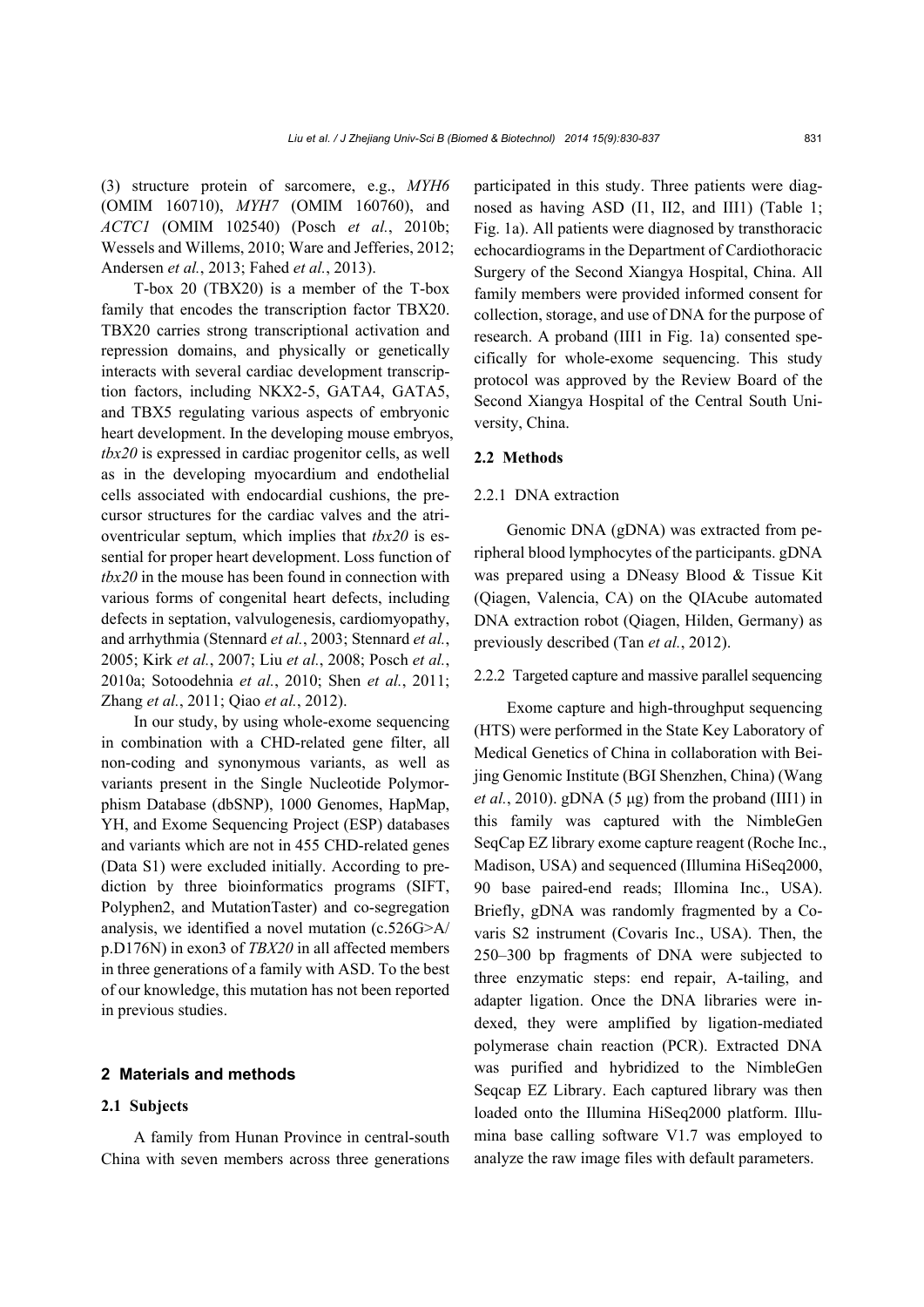(3) structure protein of sarcomere, e.g., *MYH6* (OMIM 160710), *MYH7* (OMIM 160760), and *ACTC1* (OMIM 102540) (Posch *et al.*, 2010b; Wessels and Willems, 2010; Ware and Jefferies, 2012; Andersen *et al.*, 2013; Fahed *et al.*, 2013).

T-box 20 (TBX20) is a member of the T-box family that encodes the transcription factor TBX20. TBX20 carries strong transcriptional activation and repression domains, and physically or genetically interacts with several cardiac development transcription factors, including NKX2-5, GATA4, GATA5, and TBX5 regulating various aspects of embryonic heart development. In the developing mouse embryos, *tbx20* is expressed in cardiac progenitor cells, as well as in the developing myocardium and endothelial cells associated with endocardial cushions, the precursor structures for the cardiac valves and the atrioventricular septum, which implies that *tbx20* is essential for proper heart development. Loss function of *tbx20* in the mouse has been found in connection with various forms of congenital heart defects, including defects in septation, valvulogenesis, cardiomyopathy, and arrhythmia (Stennard *et al.*, 2003; Stennard *et al.*, 2005; Kirk *et al.*, 2007; Liu *et al.*, 2008; Posch *et al.*, 2010a; Sotoodehnia *et al.*, 2010; Shen *et al.*, 2011; Zhang *et al.*, 2011; Qiao *et al.*, 2012).

In our study, by using whole-exome sequencing in combination with a CHD-related gene filter, all non-coding and synonymous variants, as well as variants present in the Single Nucleotide Polymorphism Database (dbSNP), 1000 Genomes, HapMap, YH, and Exome Sequencing Project (ESP) databases and variants which are not in 455 CHD-related genes (Data S1) were excluded initially. According to prediction by three bioinformatics programs (SIFT, Polyphen2, and MutationTaster) and co-segregation analysis, we identified a novel mutation (c.526G>A/p.D176N) in exon3 of *TBX20* in all affected members in three generations of a family with ASD. To the best of our knowledge, this mutation has not been reported in previous studies.

## 2 Materials and methods

### 2.1 Subjects

A family from Hunan Province in central-south China with seven members across three generations participated in this study. Three patients were diagnosed as having ASD (I1, II2, and III1) (Table 1; Fig. 1a). All patients were diagnosed by transthoracic echocardiograms in the Department of Cardiothoracic Surgery of the Second Xiangya Hospital, China. All family members were provided informed consent for collection, storage, and use of DNA for the purpose of research. A proband (III1 in Fig. 1a) consented specifically for whole-exome sequencing. This study protocol was approved by the Review Board of the Second Xiangya Hospital of the Central South University, China.

### 2.2 Methods

#### 2.2.1 DNA extraction

Genomic DNA (gDNA) was extracted from peripheral blood lymphocytes of the participants. gDNA was prepared using a DNeasy Blood & Tissue Kit (Qiagen, Valencia, CA) on the QIAcube automated DNA extraction robot (Qiagen, Hilden, Germany) as previously described (Tan *et al.*, 2012).

#### 2.2.2 Targeted capture and massive parallel sequencing

Exome capture and high-throughput sequencing (HTS) were performed in the State Key Laboratory of Medical Genetics of China in collaboration with Beijing Genomic Institute (BGI Shenzhen, China) (Wang *et al.*, 2010). gDNA (5 μg) from the proband (III1) in this family was captured with the NimbleGen SeqCap EZ library exome capture reagent (Roche Inc., Madison, USA) and sequenced (Illumina HiSeq2000, 90 base paired-end reads; Illomina Inc., USA). Briefly, gDNA was randomly fragmented by a Covaris S2 instrument (Covaris Inc., USA). Then, the 250–300 bp fragments of DNA were subjected to three enzymatic steps: end repair, A-tailing, and adapter ligation. Once the DNA libraries were indexed, they were amplified by ligation-mediated polymerase chain reaction (PCR). Extracted DNA was purified and hybridized to the NimbleGen Seqcap EZ Library. Each captured library was then loaded onto the Illumina HiSeq2000 platform. Illumina base calling software V1.7 was employed to analyze the raw image files with default parameters.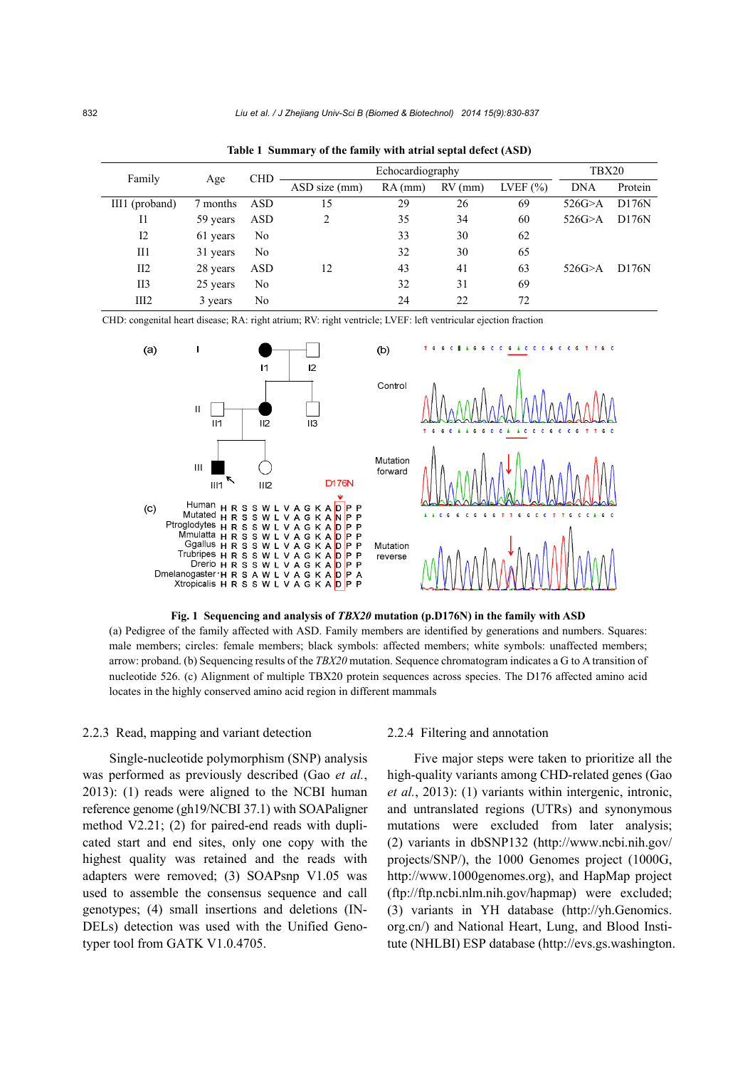**Table 1 Summary of the family with atrial septal defect (ASD)**

| Family | Age | CHD | Echocardiography | | | | TBX20 | |
|---|---|---|---|---|---|---|---|---|
| | | | ASD size (mm) | RA (mm) | RV (mm) | LVEF (%) | DNA | Protein |
| III1 (proband) | 7 months | ASD | 15 | 29 | 26 | 69 | 526G>A | D176N |
| I1 | 59 years | ASD | 2 | 35 | 34 | 60 | 526G>A | D176N |
| I2 | 61 years | No | | 33 | 30 | 62 | | |
| II1 | 31 years | No | | 32 | 30 | 65 | | |
| II2 | 28 years | ASD | 12 | 43 | 41 | 63 | 526G>A | D176N |
| II3 | 25 years | No | | 32 | 31 | 69 | | |
| III2 | 3 years | No | | 24 | 22 | 72 | | |

CHD: congenital heart disease; RA: right atrium; RV: right ventricle; LVEF: left ventricular ejection fraction

**Fig. 1 Sequencing and analysis of *TBX20* mutation (p.D176N) in the family with ASD**

(a) Pedigree of the family affected with ASD. Family members are identified by generations and numbers. Squares: male members; circles: female members; black symbols: affected members; white symbols: unaffected members; arrow: proband. (b) Sequencing results of the *TBX20* mutation. Sequence chromatogram indicates a G to A transition of nucleotide 526. (c) Alignment of multiple TBX20 protein sequences across species. The D176 affected amino acid locates in the highly conserved amino acid region in different mammals

### 2.2.3 Read, mapping and variant detection

Single-nucleotide polymorphism (SNP) analysis was performed as previously described (Gao *et al.*, 2013): (1) reads were aligned to the NCBI human reference genome (gh19/NCBI 37.1) with SOAPaligner method V2.21; (2) for paired-end reads with duplicated start and end sites, only one copy with the highest quality was retained and the reads with adapters were removed; (3) SOAPsnp V1.05 was used to assemble the consensus sequence and call genotypes; (4) small insertions and deletions (INDELs) detection was used with the Unified Genotyper tool from GATK V1.0.4705.

### 2.2.4 Filtering and annotation

Five major steps were taken to prioritize all the high-quality variants among CHD-related genes (Gao *et al.*, 2013): (1) variants within intergenic, intronic, and untranslated regions (UTRs) and synonymous mutations were excluded from later analysis; (2) variants in dbSNP132 (http://www.ncbi.nih.gov/projects/SNP/), the 1000 Genomes project (1000G, http://www.1000genomes.org), and HapMap project (ftp://ftp.ncbi.nlm.nih.gov/hapmap) were excluded; (3) variants in YH database (http://yh.Genomics.org.cn/) and National Heart, Lung, and Blood Institute (NHLBI) ESP database (http://evs.gs.washington.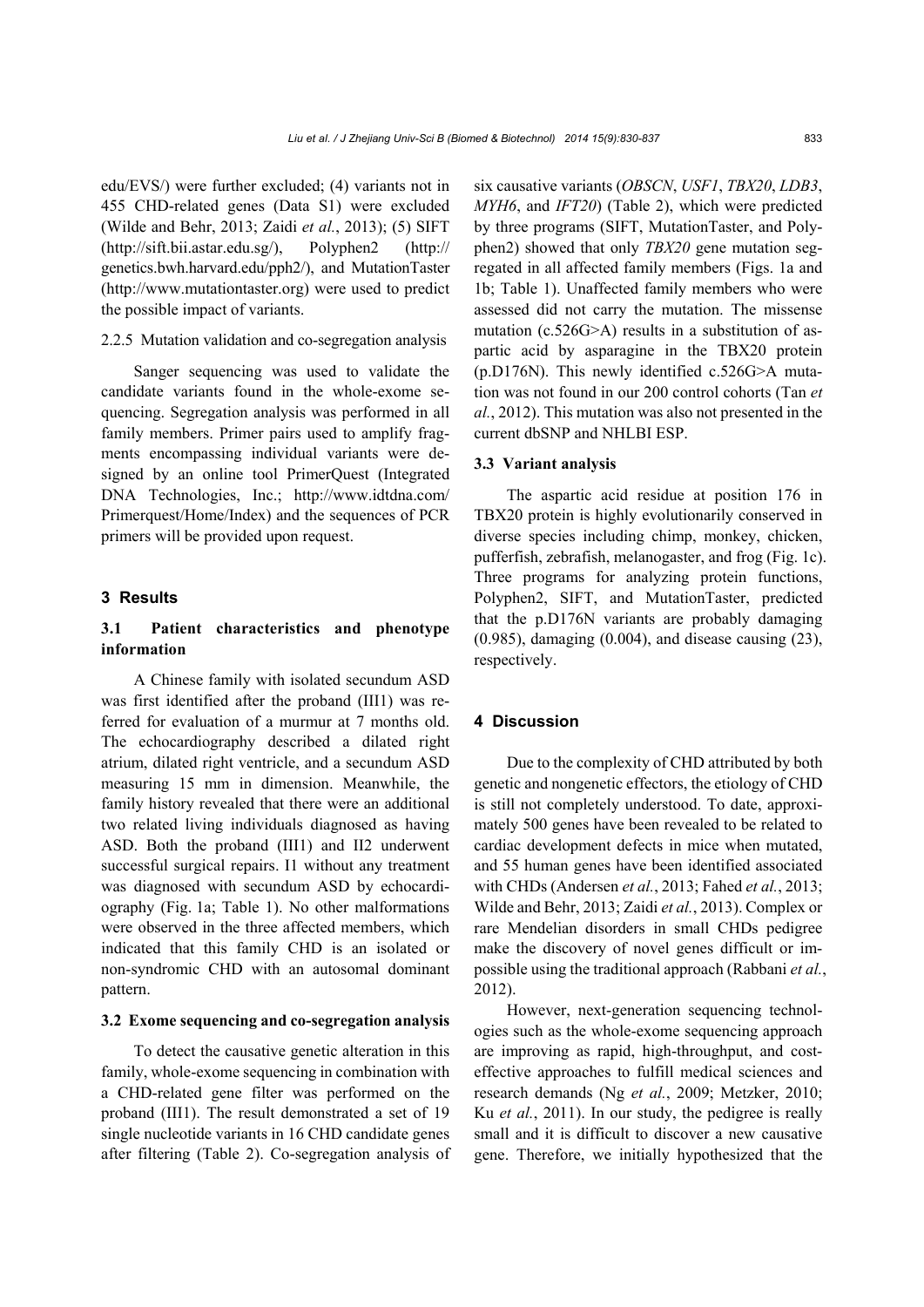edu/EVS/) were further excluded; (4) variants not in 455 CHD-related genes (Data S1) were excluded (Wilde and Behr, 2013; Zaidi *et al.*, 2013); (5) SIFT (http://sift.bii.astar.edu.sg/), Polyphen2 (http://genetics.bwh.harvard.edu/pph2/), and MutationTaster (http://www.mutationtaster.org) were used to predict the possible impact of variants.

#### 2.2.5 Mutation validation and co-segregation analysis

Sanger sequencing was used to validate the candidate variants found in the whole-exome sequencing. Segregation analysis was performed in all family members. Primer pairs used to amplify fragments encompassing individual variants were designed by an online tool PrimerQuest (Integrated DNA Technologies, Inc.; http://www.idtdna.com/Primerquest/Home/Index) and the sequences of PCR primers will be provided upon request.

## 3 Results

### 3.1 Patient characteristics and phenotype information

A Chinese family with isolated secundum ASD was first identified after the proband (III1) was referred for evaluation of a murmur at 7 months old. The echocardiography described a dilated right atrium, dilated right ventricle, and a secundum ASD measuring 15 mm in dimension. Meanwhile, the family history revealed that there were an additional two related living individuals diagnosed as having ASD. Both the proband (III1) and II2 underwent successful surgical repairs. I1 without any treatment was diagnosed with secundum ASD by echocardiography (Fig. 1a; Table 1). No other malformations were observed in the three affected members, which indicated that this family CHD is an isolated or non-syndromic CHD with an autosomal dominant pattern.

### 3.2 Exome sequencing and co-segregation analysis

To detect the causative genetic alteration in this family, whole-exome sequencing in combination with a CHD-related gene filter was performed on the proband (III1). The result demonstrated a set of 19 single nucleotide variants in 16 CHD candidate genes after filtering (Table 2). Co-segregation analysis of six causative variants (*OBSCN*, *USF1*, *TBX20*, *LDB3*, *MYH6*, and *IFT20*) (Table 2), which were predicted by three programs (SIFT, MutationTaster, and Polyphen2) showed that only *TBX20* gene mutation segregated in all affected family members (Figs. 1a and 1b; Table 1). Unaffected family members who were assessed did not carry the mutation. The missense mutation (c.526G>A) results in a substitution of aspartic acid by asparagine in the TBX20 protein (p.D176N). This newly identified c.526G>A mutation was not found in our 200 control cohorts (Tan *et al.*, 2012). This mutation was also not presented in the current dbSNP and NHLBI ESP.

### 3.3 Variant analysis

The aspartic acid residue at position 176 in TBX20 protein is highly evolutionarily conserved in diverse species including chimp, monkey, chicken, pufferfish, zebrafish, melanogaster, and frog (Fig. 1c). Three programs for analyzing protein functions, Polyphen2, SIFT, and MutationTaster, predicted that the p.D176N variants are probably damaging (0.985), damaging (0.004), and disease causing (23), respectively.

## 4 Discussion

Due to the complexity of CHD attributed by both genetic and nongenetic effectors, the etiology of CHD is still not completely understood. To date, approximately 500 genes have been revealed to be related to cardiac development defects in mice when mutated, and 55 human genes have been identified associated with CHDs (Andersen *et al.*, 2013; Fahed *et al.*, 2013; Wilde and Behr, 2013; Zaidi *et al.*, 2013). Complex or rare Mendelian disorders in small CHDs pedigree make the discovery of novel genes difficult or impossible using the traditional approach (Rabbani *et al.*, 2012).

However, next-generation sequencing technologies such as the whole-exome sequencing approach are improving as rapid, high-throughput, and cost-effective approaches to fulfill medical sciences and research demands (Ng *et al.*, 2009; Metzker, 2010; Ku *et al.*, 2011). In our study, the pedigree is really small and it is difficult to discover a new causative gene. Therefore, we initially hypothesized that the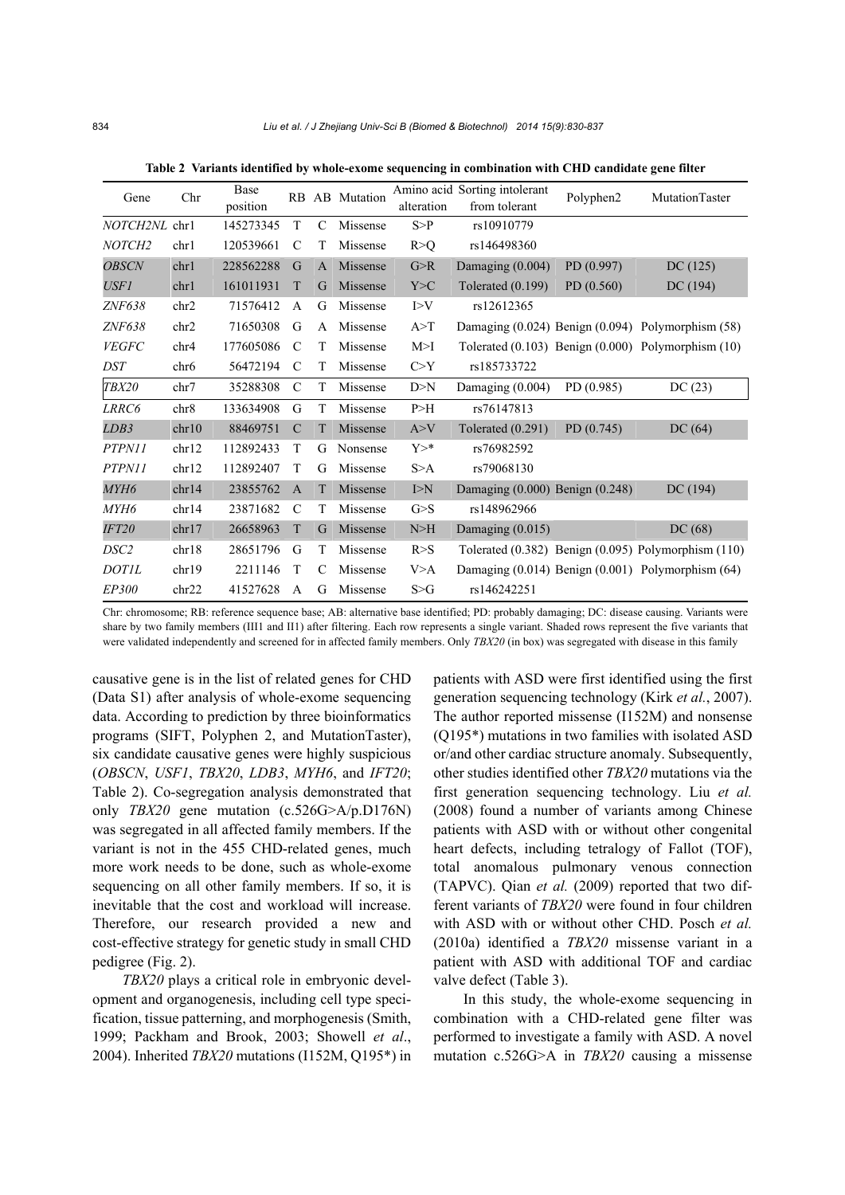**Table 2 Variants identified by whole-exome sequencing in combination with CHD candidate gene filter**

| Gene | Chr | Base position | RB | AB | Mutation | Amino acid alteration | Sorting intolerant from tolerant | Polyphen2 | MutationTaster |
|---|---|---|---|---|---|---|---|---|---|
| *NOTCH2NL* | chr1 | 145273345 | T | C | Missense | S>P | rs10910779 | | |
| *NOTCH2* | chr1 | 120539661 | C | T | Missense | R>Q | rs146498360 | | |
| *OBSCN* | chr1 | 228562288 | G | A | Missense | G>R | Damaging (0.004) | PD (0.997) | DC (125) |
| *USF1* | chr1 | 161011931 | T | G | Missense | Y>C | Tolerated (0.199) | PD (0.560) | DC (194) |
| *ZNF638* | chr2 | 71576412 | A | G | Missense | I>V | rs12612365 | | |
| *ZNF638* | chr2 | 71650308 | G | A | Missense | A>T | Damaging (0.024) | Benign (0.094) | Polymorphism (58) |
| *VEGFC* | chr4 | 177605086 | C | T | Missense | M>I | Tolerated (0.103) | Benign (0.000) | Polymorphism (10) |
| *DST* | chr6 | 56472194 | C | T | Missense | C>Y | rs185733722 | | |
| *TBX20* | chr7 | 35288308 | C | T | Missense | D>N | Damaging (0.004) | PD (0.985) | DC (23) |
| *LRRC6* | chr8 | 133634908 | G | T | Missense | P>H | rs76147813 | | |
| *LDB3* | chr10 | 88469751 | C | T | Missense | A>V | Tolerated (0.291) | PD (0.745) | DC (64) |
| *PTPN11* | chr12 | 112892433 | T | G | Nonsense | Y>* | rs76982592 | | |
| *PTPN11* | chr12 | 112892407 | T | G | Missense | S>A | rs79068130 | | |
| *MYH6* | chr14 | 23855762 | A | T | Missense | I>N | Damaging (0.000) | Benign (0.248) | DC (194) |
| *MYH6* | chr14 | 23871682 | C | T | Missense | G>S | rs148962966 | | |
| *IFT20* | chr17 | 26658963 | T | G | Missense | N>H | Damaging (0.015) | | DC (68) |
| *DSC2* | chr18 | 28651796 | G | T | Missense | R>S | Tolerated (0.382) | Benign (0.095) | Polymorphism (110) |
| *DOT1L* | chr19 | 2211146 | T | C | Missense | V>A | Damaging (0.014) | Benign (0.001) | Polymorphism (64) |
| *EP300* | chr22 | 41527628 | A | G | Missense | S>G | rs146242251 | | |

Chr: chromosome; RB: reference sequence base; AB: alternative base identified; PD: probably damaging; DC: disease causing. Variants were share by two family members (III1 and II1) after filtering. Each row represents a single variant. Shaded rows represent the five variants that were validated independently and screened for in affected family members. Only *TBX20* (in box) was segregated with disease in this family

causative gene is in the list of related genes for CHD (Data S1) after analysis of whole-exome sequencing data. According to prediction by three bioinformatics programs (SIFT, Polyphen 2, and MutationTaster), six candidate causative genes were highly suspicious (*OBSCN*, *USF1*, *TBX20*, *LDB3*, *MYH6*, and *IFT20*; Table 2). Co-segregation analysis demonstrated that only *TBX20* gene mutation (c.526G>A/p.D176N) was segregated in all affected family members. If the variant is not in the 455 CHD-related genes, much more work needs to be done, such as whole-exome sequencing on all other family members. If so, it is inevitable that the cost and workload will increase. Therefore, our research provided a new and cost-effective strategy for genetic study in small CHD pedigree (Fig. 2).

*TBX20* plays a critical role in embryonic development and organogenesis, including cell type specification, tissue patterning, and morphogenesis (Smith, 1999; Packham and Brook, 2003; Showell *et al*., 2004). Inherited *TBX20* mutations (I152M, Q195*) in patients with ASD were first identified using the first generation sequencing technology (Kirk *et al.*, 2007). The author reported missense (I152M) and nonsense (Q195*) mutations in two families with isolated ASD or/and other cardiac structure anomaly. Subsequently, other studies identified other *TBX20* mutations via the first generation sequencing technology. Liu *et al.* (2008) found a number of variants among Chinese patients with ASD with or without other congenital heart defects, including tetralogy of Fallot (TOF), total anomalous pulmonary venous connection (TAPVC). Qian *et al.* (2009) reported that two different variants of *TBX20* were found in four children with ASD with or without other CHD. Posch *et al.* (2010a) identified a *TBX20* missense variant in a patient with ASD with additional TOF and cardiac valve defect (Table 3).

In this study, the whole-exome sequencing in combination with a CHD-related gene filter was performed to investigate a family with ASD. A novel mutation c.526G>A in *TBX20* causing a missense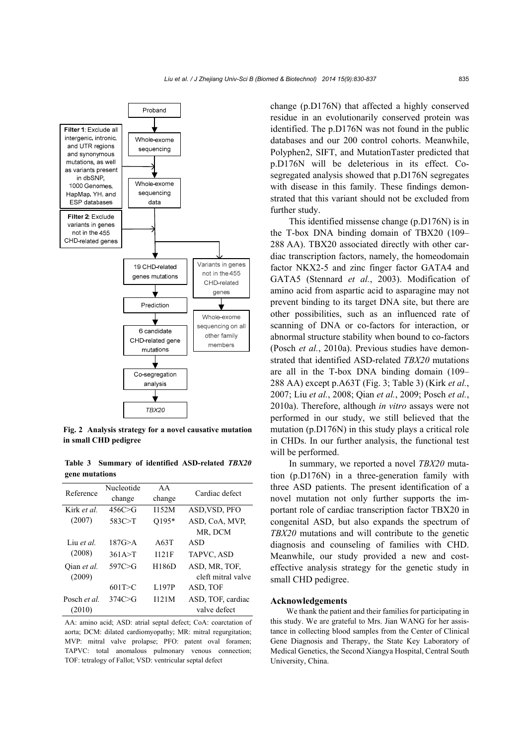Proband

Filter 1: Exclude all intergenic, intronic, and UTR regions and synonymous mutations, as well as variants present in dbSNP, 1000 Genomes, HapMap, YH, and ESP databases

Whole-exome sequencing

Whole-exome sequencing data

Filter 2: Exclude variants in genes not in the 455 CHD-related genes

19 CHD-related genes mutations

Variants in genes not in the 455 CHD-related genes

Prediction

Whole-exome sequencing on all other family members

6 candidate CHD-related gene mutations

Co-segregation analysis

*TBX20*

**Fig. 2 Analysis strategy for a novel causative mutation in small CHD pedigree**

**Table 3 Summary of identified ASD-related *TBX20* gene mutations**

| Reference | Nucleotide change | AA change | Cardiac defect |
|---|---|---|---|
| Kirk *et al.* (2007) | 456C>G | I152M | ASD,VSD, PFO |
| | 583C>T | Q195* | ASD, CoA, MVP, MR, DCM |
| Liu *et al.* (2008) | 187G>A | A63T | ASD |
| | 361A>T | I121F | TAPVC, ASD |
| Qian *et al.* (2009) | 597C>G | H186D | ASD, MR, TOF, cleft mitral valve |
| | 601T>C | L197P | ASD, TOF |
| Posch *et al.* (2010) | 374C>G | I121M | ASD, TOF, cardiac valve defect |

AA: amino acid; ASD: atrial septal defect; CoA: coarctation of aorta; DCM: dilated cardiomyopathy; MR: mitral regurgitation; MVP: mitral valve prolapse; PFO: patent oval foramen; TAPVC: total anomalous pulmonary venous connection; TOF: tetralogy of Fallot; VSD: ventricular septal defect

change (p.D176N) that affected a highly conserved residue in an evolutionarily conserved protein was identified. The p.D176N was not found in the public databases and our 200 control cohorts. Meanwhile, Polyphen2, SIFT, and MutationTaster predicted that p.D176N will be deleterious in its effect. Co-segregated analysis showed that p.D176N segregates with disease in this family. These findings demonstrated that this variant should not be excluded from further study.

This identified missense change (p.D176N) is in the T-box DNA binding domain of TBX20 (109–288 AA). TBX20 associated directly with other cardiac transcription factors, namely, the homeodomain factor NKX2-5 and zinc finger factor GATA4 and GATA5 (Stennard *et al.*, 2003). Modification of amino acid from aspartic acid to asparagine may not prevent binding to its target DNA site, but there are other possibilities, such as an influenced rate of scanning of DNA or co-factors for interaction, or abnormal structure stability when bound to co-factors (Posch *et al.*, 2010a). Previous studies have demonstrated that identified ASD-related *TBX20* mutations are all in the T-box DNA binding domain (109–288 AA) except p.A63T (Fig. 3; Table 3) (Kirk *et al.*, 2007; Liu *et al.*, 2008; Qian *et al.*, 2009; Posch *et al.*, 2010a). Therefore, although *in vitro* assays were not performed in our study, we still believed that the mutation (p.D176N) in this study plays a critical role in CHDs. In our further analysis, the functional test will be performed.

In summary, we reported a novel *TBX20* mutation (p.D176N) in a three-generation family with three ASD patients. The present identification of a novel mutation not only further supports the important role of cardiac transcription factor TBX20 in congenital ASD, but also expands the spectrum of *TBX20* mutations and will contribute to the genetic diagnosis and counseling of families with CHD. Meanwhile, our study provided a new and cost-effective analysis strategy for the genetic study in small CHD pedigree.

## Acknowledgements

We thank the patient and their families for participating in this study. We are grateful to Mrs. Jian WANG for her assistance in collecting blood samples from the Center of Clinical Gene Diagnosis and Therapy, the State Key Laboratory of Medical Genetics, the Second Xiangya Hospital, Central South University, China.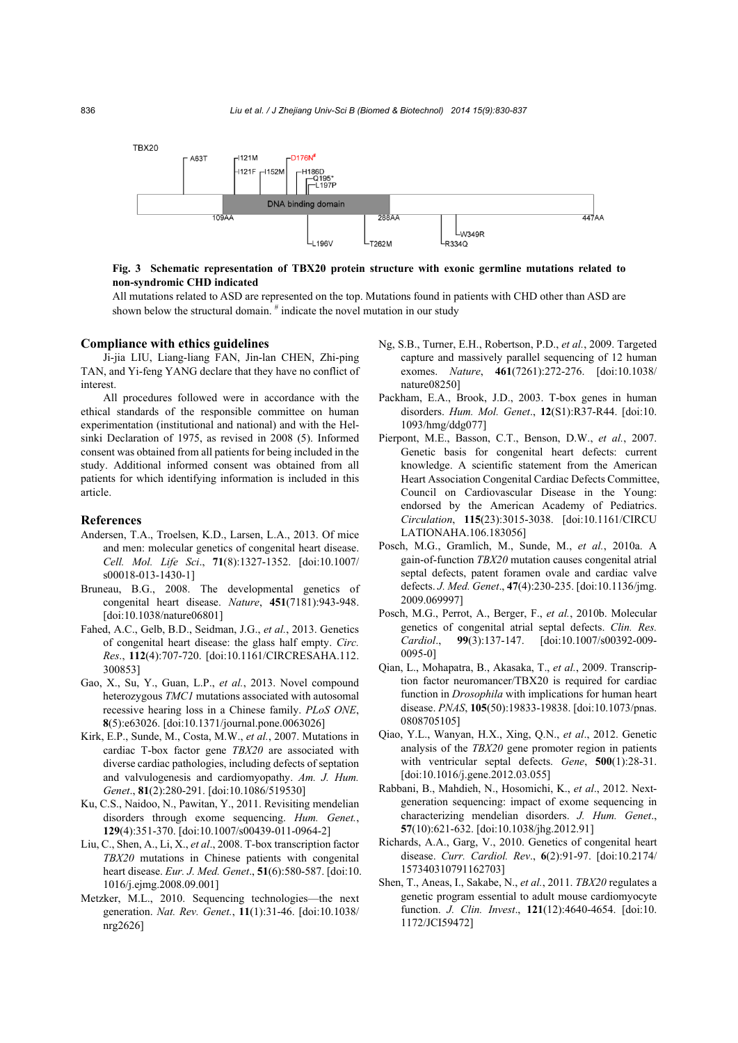TBX20

A63T, I121M, I121F, I152M, D176N#, H186D, Q195*, L197P

DNA binding domain

109AA, 288AA, 447AA

L196V, T262M, R334Q, W349R

**Fig. 3 Schematic representation of TBX20 protein structure with exonic germline mutations related to non-syndromic CHD indicated**

All mutations related to ASD are represented on the top. Mutations found in patients with CHD other than ASD are shown below the structural domain. # indicate the novel mutation in our study

## Compliance with ethics guidelines

Ji-jia LIU, Liang-liang FAN, Jin-lan CHEN, Zhi-ping TAN, and Yi-feng YANG declare that they have no conflict of interest.

All procedures followed were in accordance with the ethical standards of the responsible committee on human experimentation (institutional and national) and with the Helsinki Declaration of 1975, as revised in 2008 (5). Informed consent was obtained from all patients for being included in the study. Additional informed consent was obtained from all patients for which identifying information is included in this article.

## References

Andersen, T.A., Troelsen, K.D., Larsen, L.A., 2013. Of mice and men: molecular genetics of congenital heart disease. *Cell. Mol. Life Sci*., **71**(8):1327-1352. [doi:10.1007/s00018-013-1430-1]

Bruneau, B.G., 2008. The developmental genetics of congenital heart disease. *Nature*, **451**(7181):943-948. [doi:10.1038/nature06801]

Fahed, A.C., Gelb, B.D., Seidman, J.G., *et al.*, 2013. Genetics of congenital heart disease: the glass half empty. *Circ. Res*., **112**(4):707-720. [doi:10.1161/CIRCRESAHA.112.300853]

Gao, X., Su, Y., Guan, L.P., *et al.*, 2013. Novel compound heterozygous *TMC1* mutations associated with autosomal recessive hearing loss in a Chinese family. *PLoS ONE*, **8**(5):e63026. [doi:10.1371/journal.pone.0063026]

Kirk, E.P., Sunde, M., Costa, M.W., *et al.*, 2007. Mutations in cardiac T-box factor gene *TBX20* are associated with diverse cardiac pathologies, including defects of septation and valvulogenesis and cardiomyopathy. *Am. J. Hum. Genet*., **81**(2):280-291. [doi:10.1086/519530]

Ku, C.S., Naidoo, N., Pawitan, Y., 2011. Revisiting mendelian disorders through exome sequencing. *Hum. Genet.*, **129**(4):351-370. [doi:10.1007/s00439-011-0964-2]

Liu, C., Shen, A., Li, X., *et al*., 2008. T-box transcription factor *TBX20* mutations in Chinese patients with congenital heart disease. *Eur. J. Med. Genet*., **51**(6):580-587. [doi:10.1016/j.ejmg.2008.09.001]

Metzker, M.L., 2010. Sequencing technologies—the next generation. *Nat. Rev. Genet.*, **11**(1):31-46. [doi:10.1038/nrg2626]

Ng, S.B., Turner, E.H., Robertson, P.D., *et al.*, 2009. Targeted capture and massively parallel sequencing of 12 human exomes. *Nature*, **461**(7261):272-276. [doi:10.1038/nature08250]

Packham, E.A., Brook, J.D., 2003. T-box genes in human disorders. *Hum. Mol. Genet*., **12**(S1):R37-R44. [doi:10.1093/hmg/ddg077]

Pierpont, M.E., Basson, C.T., Benson, D.W., *et al.*, 2007. Genetic basis for congenital heart defects: current knowledge. A scientific statement from the American Heart Association Congenital Cardiac Defects Committee, Council on Cardiovascular Disease in the Young: endorsed by the American Academy of Pediatrics. *Circulation*, **115**(23):3015-3038. [doi:10.1161/CIRCULATIONAHA.106.183056]

Posch, M.G., Gramlich, M., Sunde, M., *et al.*, 2010a. A gain-of-function *TBX20* mutation causes congenital atrial septal defects, patent foramen ovale and cardiac valve defects. *J. Med. Genet*., **47**(4):230-235. [doi:10.1136/jmg.2009.069997]

Posch, M.G., Perrot, A., Berger, F., *et al.*, 2010b. Molecular genetics of congenital atrial septal defects. *Clin. Res. Cardiol*., **99**(3):137-147. [doi:10.1007/s00392-009-0095-0]

Qian, L., Mohapatra, B., Akasaka, T., *et al.*, 2009. Transcription factor neuromancer/TBX20 is required for cardiac function in *Drosophila* with implications for human heart disease. *PNAS*, **105**(50):19833-19838. [doi:10.1073/pnas.0808705105]

Qiao, Y.L., Wanyan, H.X., Xing, Q.N., *et al*., 2012. Genetic analysis of the *TBX20* gene promoter region in patients with ventricular septal defects. *Gene*, **500**(1):28-31. [doi:10.1016/j.gene.2012.03.055]

Rabbani, B., Mahdieh, N., Hosomichi, K., *et al*., 2012. Next-generation sequencing: impact of exome sequencing in characterizing mendelian disorders. *J. Hum. Genet*., **57**(10):621-632. [doi:10.1038/jhg.2012.91]

Richards, A.A., Garg, V., 2010. Genetics of congenital heart disease. *Curr. Cardiol. Rev*., **6**(2):91-97. [doi:10.2174/157340310791162703]

Shen, T., Aneas, I., Sakabe, N., *et al.*, 2011. *TBX20* regulates a genetic program essential to adult mouse cardiomyocyte function. *J. Clin. Invest*., **121**(12):4640-4654. [doi:10.1172/JCI59472]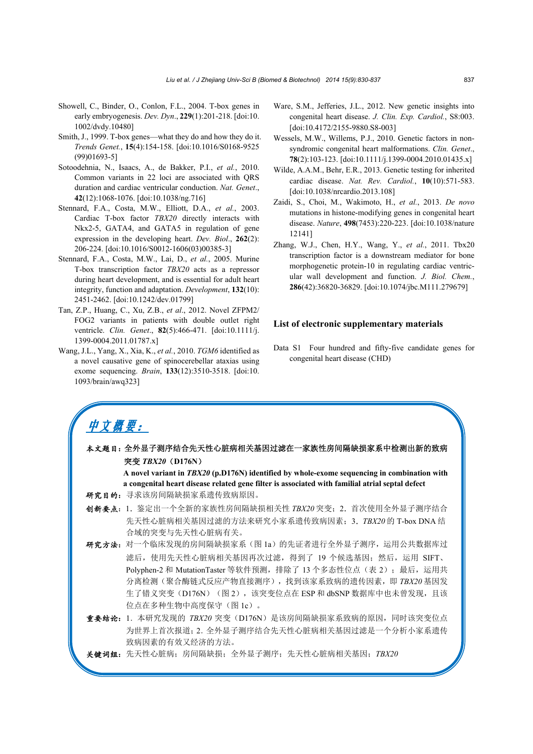Showell, C., Binder, O., Conlon, F.L., 2004. T-box genes in early embryogenesis. *Dev. Dyn.*, **229**(1):201-218. [doi:10.1002/dvdy.10480]

Smith, J., 1999. T-box genes—what they do and how they do it. *Trends Genet.*, **15**(4):154-158. [doi:10.1016/S0168-9525(99)01693-5]

Sotoodehnia, N., Isaacs, A., de Bakker, P.I., *et al.*, 2010. Common variants in 22 loci are associated with QRS duration and cardiac ventricular conduction. *Nat. Genet.*, **42**(12):1068-1076. [doi:10.1038/ng.716]

Stennard, F.A., Costa, M.W., Elliott, D.A., *et al.*, 2003. Cardiac T-box factor *TBX20* directly interacts with Nkx2-5, GATA4, and GATA5 in regulation of gene expression in the developing heart. *Dev. Biol.*, **262**(2): 206-224. [doi:10.1016/S0012-1606(03)00385-3]

Stennard, F.A., Costa, M.W., Lai, D., *et al.*, 2005. Murine T-box transcription factor *TBX20* acts as a repressor during heart development, and is essential for adult heart integrity, function and adaptation. *Development*, **132**(10): 2451-2462. [doi:10.1242/dev.01799]

Tan, Z.P., Huang, C., Xu, Z.B., *et al.*, 2012. Novel ZFPM2/FOG2 variants in patients with double outlet right ventricle. *Clin. Genet.*, **82**(5):466-471. [doi:10.1111/j.1399-0004.2011.01787.x]

Wang, J.L., Yang, X., Xia, K., *et al.*, 2010. *TGM6* identified as a novel causative gene of spinocerebellar ataxias using exome sequencing. *Brain*, **133**(12):3510-3518. [doi:10.1093/brain/awq323]

Ware, S.M., Jefferies, J.L., 2012. New genetic insights into congenital heart disease. *J. Clin. Exp. Cardiol.*, S8:003. [doi:10.4172/2155-9880.S8-003]

Wessels, M.W., Willems, P.J., 2010. Genetic factors in non-syndromic congenital heart malformations. *Clin. Genet.*, **78**(2):103-123. [doi:10.1111/j.1399-0004.2010.01435.x]

Wilde, A.A.M., Behr, E.R., 2013. Genetic testing for inherited cardiac disease. *Nat. Rev. Cardiol.*, **10**(10):571-583. [doi:10.1038/nrcardio.2013.108]

Zaidi, S., Choi, M., Wakimoto, H., *et al.*, 2013. *De novo* mutations in histone-modifying genes in congenital heart disease. *Nature*, **498**(7453):220-223. [doi:10.1038/nature12141]

Zhang, W.J., Chen, H.Y., Wang, Y., *et al.*, 2011. Tbx20 transcription factor is a downstream mediator for bone morphogenetic protein-10 in regulating cardiac ventricular wall development and function. *J. Biol. Chem.*, **286**(42):36820-36829. [doi:10.1074/jbc.M111.279679]

## List of electronic supplementary materials

Data S1 Four hundred and fifty-five candidate genes for congenital heart disease (CHD)

## 中文概要：

**本文题目：** 全外显子测序结合先天性心脏病相关基因过滤在一家族性房间隔缺损家系中检测出新的致病突变 *TBX20*（D176N）

**A novel variant in *TBX20* (p.D176N) identified by whole-exome sequencing in combination with a congenital heart disease related gene filter is associated with familial atrial septal defect**

**研究目的：** 寻求该房间隔缺损家系遗传致病原因。

**创新要点：** 1．鉴定出一个全新的家族性房间隔缺损相关性 *TBX20* 突变；2．首次使用全外显子测序结合先天性心脏病相关基因过滤的方法来研究小家系遗传致病因素；3．*TBX20* 的 T-box DNA 结合域的突变与先天性心脏病有关。

**研究方法：** 对一个临床发现的房间隔缺损家系（图 1a）的先证者进行全外显子测序，运用公共数据库过滤后，使用先天性心脏病相关基因再次过滤，得到了 19 个候选基因；然后，运用 SIFT、Polyphen-2 和 MutationTaster 等软件预测，排除了 13 个多态性位点（表 2）；最后，运用共分离检测（聚合酶链式反应产物直接测序），找到该家系致病的遗传因素，即 *TBX20* 基因发生了错义突变（D176N）（图 2），该突变位点在 ESP 和 dbSNP 数据库中也未曾发现，且该位点在多种生物中高度保守（图 1c）。

**重要结论：** 1．本研究发现的 *TBX20* 突变（D176N）是该房间隔缺损家系致病的原因，同时该突变位点为世界上首次报道；2．全外显子测序结合先天性心脏病相关基因过滤是一个分析小家系遗传致病因素的有效又经济的方法。

**关键词组：** 先天性心脏病；房间隔缺损；全外显子测序；先天性心脏病相关基因；*TBX20*